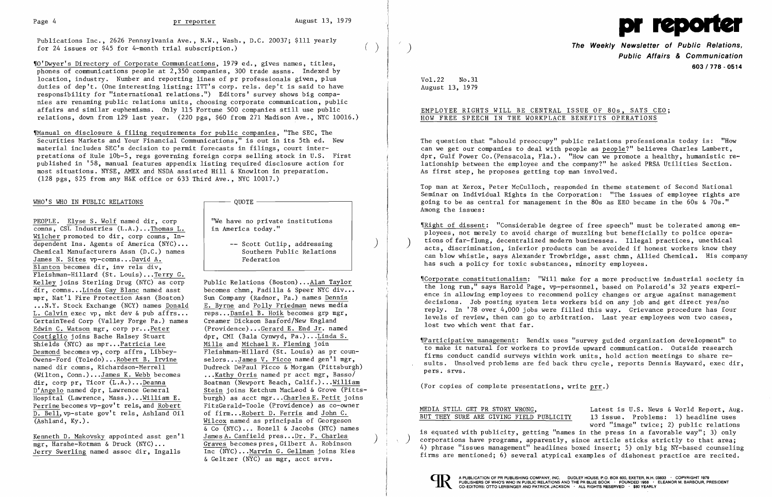Publications Inc., 2626 Pennsylvania Ave., N.W., Wash., D.C. 20037; $111 yearly for 24 issues or $45 for 4-month trial subscription.)

¶O'Dwyer's Directory of Corporate Communications, 1979 ed., gives names, titles, phones of communications people at 2,350 companies, 300 trade assns. Indexed by location, industry. Number and reporting lines of pr professionals given, plus duties of dep't. (One interesting listing: ITT's corp. rels. dep't is said to have responsibility for "international relations.") Editors' survey shows big companies are renaming public relations units, choosing corporate communication, public affairs and similar euphemisms. Only 115 Fortune 500 companies still use public relations, down from 129 last year. (220 pgs, $60 from 271 Madison Ave., NYC 10016.)

¶Manual on disclosure & filing requirements for public companies, "The SEC, The Securities Markets and Your Financial Communications," is out in its 5th ed. New material includes SEC's decision to permit forecasts in filings, court interpretations of Rule 10b-5, regs governing foreign corps selling stock in U.S. First published in '58, manual features appendix listing required disclosure action for most situations. NYSE, AMEX and NSDA assisted Hill & Knowlton in preparation. (128 pgs, $25 from any H&K office or 633 Third Ave., NYC 10017.)

## WHO'S WHO IN PUBLIC RELATIONS

PEOPLE. Elyse S. Wolf named dir, corp comns, CSL Industries (L.A.)...Thomas L. Wilcher promoted to dir, corp comns, Independent Ins. Agents of America (NYC)... Chemical Manufacturers Assn (D.C.) names James N. Sites vp-comns...David A. Blanton becomes dir, inv rels div, Fleishman-Hillard (St. Louis)...Terry G. Kelley joins Sterling Drug (NYC) as corp dir, comns...Linda Gay Blanc named asst mpr, Nat'l Fire Protection Assn (Boston) ...N.Y. Stock Exchange (NCY) names Donald L. Calvin exec vp, mkt dev & pub affrs... CertainTeed Corp (Valley Forge Pa.) names Edwin C. Watson mgr, corp pr...Peter Costiglio joins Bache Halsey Stuart Shields (NYC) as mpr...Patricia Lee Desmond becomes vp, corp affrs, Libbey-Owens-Ford (Toledo)...Robert B. Irvine named dir comns, Richardson-Merrell (Wilton, Conn.)...James K. Webb becomes dir, corp pr, Ticor (L.A.)...Deanna D'Angelo named dpr, Lawrence General Hospital (Lawrence, Mass.)...William E. Perrine becomes vp-gov't rels, and Robert D. Bell, vp-state gov't rels, Ashland Oil (Ashland, Ky.).

Kenneth D. Makovsky appointed asst gen'l mgr, Harshe-Rotman & Druck (NYC)... Jerry Swerling named assoc dir, Ingalls Public Relations (Boston)...Alan Taylor becomes chmn, Padilla & Speer NYC div... Sun Company (Radnor, Pa.) names Dennis E. Byrne and Polly Friedman news media reps...Daniel B. Hoik becomes grp mgr, Creamer Dickson Basford/New England (Providence)...Gerard E. End Jr. named dpr, CMI (Bala Cynwyd, Pa.)...Linda S. Mills and Michael R. Fleming join Fleishman-Hillard (St. Louis) as pr counselors...James V. Ficco named gen'l mgr, Dudreck DePaul Ficco & Morgan (Pittsburgh) ...Kathy Orris named pr acct mgr, Basso/Boatman (Newport Beach, Calif.)...William Stein joins Ketchum MacLeod & Grove (Pittsburgh) as acct mgr...Charles E. Petit joins FitzGerald-Toole (Providence) as co-owner of firm...Robert D. Ferris and John C. Wilcox named as principals of Georgeson & Co (NYC)... Bozell & Jacobs (NYC) names James A. Canfield pres...Dr. F. Charles Graves becomes pres, Gilbert A. Robinson Inc (NYC)...Marvin G. Gellman joins Ries & Geltzer (NYC) as mgr, acct srvs.

> QUOTE
>
> "We have no private institutions in America today."
>
> -- Scott Cutlip, addressing Southern Public Relations Federation

# pr reporter

**The Weekly Newsletter of Public Relations, Public Affairs & Communication**

603 / 778 - 0514

Vol.22 No.31
August 13, 1979

## EMPLOYEE RIGHTS WILL BE CENTRAL ISSUE OF 80s, SAYS CEO; HOW FREE SPEECH IN THE WORKPLACE BENEFITS OPERATIONS

The question that "should preoccupy" public relations professionals today is: "How can we get our companies to deal with people as people?" believes Charles Lambert, dpr, Gulf Power Co.(Pensacola, Fla.). "How can we promote a healthy, humanistic relationship between the employee and the company?" he asked PRSA Utilities Section. As first step, he proposes getting top man involved.

Top man at Xerox, Peter McCulloch, responded in theme statement of Second National Seminar on Individual Rights in the Corporation: "The issues of employee rights are going to be as central for management in the 80s as EEO became in the 60s & 70s." Among the issues:

¶Right of dissent: "Considerable degree of free speech" must be tolerated among employees, not merely to avoid charge of muzzling but beneficially to police operations of far-flung, decentralized modern businesses. Illegal practices, unethical acts, discrimination, inferior products can be avoided if honest workers know they can blow whistle, says Alexander Trowbridge, asst chmn, Allied Chemical. His company has such a policy for toxic substances, minority employees.

¶Corporate constitutionalism: "Will make for a more productive industrial society in the long run," says Harold Page, vp-personnel, based on Polaroid's 32 years experience in allowing employees to recommend policy changes or argue against management decisions. Job posting system lets workers bid on any job and get direct yes/no reply. In '78 over 4,000 jobs were filled this way. Grievance procedure has four levels of review, then can go to arbitration. Last year employees won two cases, lost two which went that far.

¶Participative management: Bendix uses "survey guided organization development" to make it natural for workers to provide upward communication. Outside research firms conduct candid surveys within work units, hold action meetings to share results. Unsolved problems are fed back thru cycle, reports Dennis Hayward, exec dir, pers. srvs.

(For copies of complete presentations, write prr.)

## MEDIA STILL GET PR STORY WRONG, BUT THEY SURE ARE GIVING FIELD PUBLICITY

Latest is U.S. News & World Report, Aug. 13 issue. Problems: 1) headline uses word "image" twice; 2) public relations is equated with publicity, getting "names in the press in a favorable way"; 3) only corporations have programs, apparently, since article sticks strictly to that area; 4) phrase "issues management" headlines boxed insert; 5) only big NY-based counseling firms are mentioned; 6) several atypical examples of dishonest practice are recited.

A PUBLICATION OF PR PUBLISHING COMPANY, INC. DUDLEY HOUSE, P.O. BOX 600, EXETER, N.H. 03833 · COPYRIGHT 1979 PUBLISHERS OF WHO'S WHO IN PUBLIC RELATIONS AND THE PR BLUE BOOK · FOUNDED 1958 · ELEANOR M. BARBOUR, PRESIDENT CO-EDITORS: OTTO LERBINGER AND PATRICK JACKSON · ALL RIGHTS RESERVED · $80 YEARLY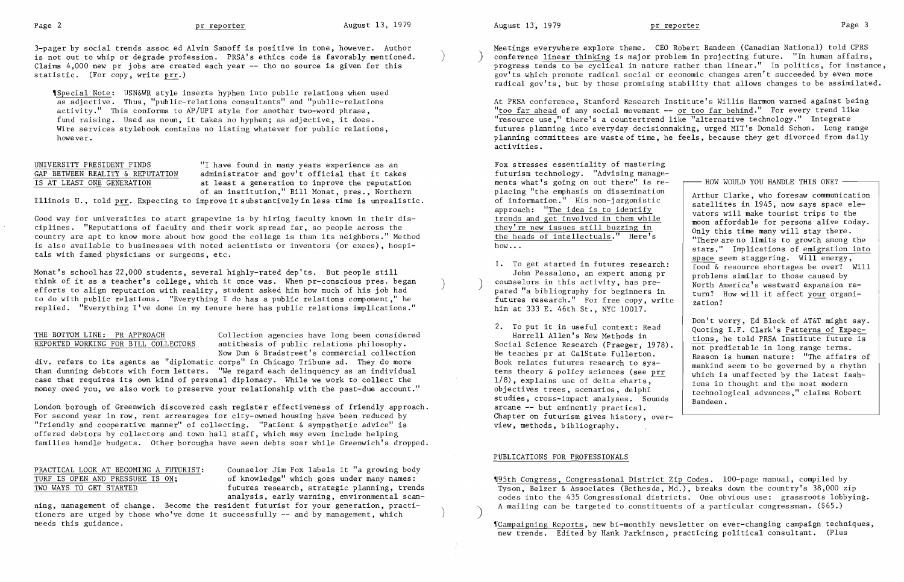3-pager by social trends assoc ed Alvin Sanoff is positive in tone, however. Author is not out to whip or degrade profession. PRSA's ethics code is favorably mentioned. Claims 4,000 new pr jobs are created each year -- tho no source is given for this statistic. (For copy, write prr.)

¶Special Note: USN&WR style inserts hyphen into public relations when used as adjective. Thus, "public-relations consultants" and "public-relations activity." This conforms to AP/UPI style for another two-word phrase, fund raising. Used as noun, it takes no hyphen; as adjective, it does. Wire services stylebook contains no listing whatever for public relations, however.

## UNIVERSITY PRESIDENT FINDS GAP BETWEEN REALITY & REPUTATION IS AT LEAST ONE GENERATION

"I have found in many years experience as an administrator and gov't official that it takes at least a generation to improve the reputation of an institution," Bill Monat, pres., Northern Illinois U., told prr. Expecting to improve it substantively in less time is unrealistic.

Good way for universities to start grapevine is by hiring faculty known in their disciplines. "Reputations of faculty and their work spread far, so people across the country are apt to know more about how good the college is than its neighbors." Method is also available to businesses with noted scientists or inventors (or execs), hospitals with famed physicians or surgeons, etc.

Monat's school has 22,000 students, several highly-rated dep'ts. But people still think of it as a teacher's college, which it once was. When pr-conscious pres. began efforts to align reputation with reality, student asked him how much of his job had to do with public relations. "Everything I do has a public relations component," he replied. "Everything I've done in my tenure here has public relations implications."

## THE BOTTOM LINE: PR APPROACH REPORTED WORKING FOR BILL COLLECTORS

Collection agencies have long been considered antithesis of public relations philosophy. Now Dun & Bradstreet's commercial collection div. refers to its agents as "diplomatic corps" in Chicago Tribune ad. They do more than dunning debtors with form letters. "We regard each delinquency as an individual case that requires its own kind of personal diplomacy. While we work to collect the money owed you, we also work to preserve your relationship with the past-due account."

London borough of Greenwich discovered cash register effectiveness of friendly approach. For second year in row, rent arrearages for city-owned housing have been reduced by "friendly and cooperative manner" of collecting. "Patient & sympathetic advice" is offered debtors by collectors and town hall staff, which may even include helping families handle budgets. Other boroughs have seen debts soar while Greenwich's dropped.

## PRACTICAL LOOK AT BECOMING A FUTURIST: TURF IS OPEN AND PRESSURE IS ON; TWO WAYS TO GET STARTED

Counselor Jim Fox labels it "a growing body of knowledge" which goes under many names: futures research, strategic planning, trends analysis, early warning, environmental scanning, management of change. Become the resident futurist for your generation, practitioners are urged by those who've done it successfully -- and by management, which needs this guidance.

Meetings everywhere explore theme. CEO Robert Bandeen (Canadian National) told CPRS conference linear thinking is major problem in projecting future. "In human affairs, progress tends to be cyclical in nature rather than linear." In politics, for instance, gov'ts which promote radical social or economic changes aren't succeeded by even more radical gov'ts, but by those promising stability that allows changes to be assimilated.

At PRSA conference, Stanford Research Institute's Willis Harmon warned against being "too far ahead of any social movement -- or too far behind." For every trend like "resource use," there's a countertrend like "alternative technology." Integrate futures planning into everyday decisionmaking, urged MIT's Donald Schon. Long range planning committees are waste of time, he feels, because they get divorced from daily activities.

Fox stresses essentiality of mastering futurism technology. "Advising managements what's going on out there" is replacing "the emphasis on dissemination of information." His non-jargonistic approach: "The idea is to identify trends and get involved in them while they're new issues still buzzing in the heads of intellectuals." Here's how...

1. To get started in futures research: John Pessalono, an expert among pr counselors in this activity, has prepared "a bibliography for beginners in futures research." For free copy, write him at 333 E. 46th St., NYC 10017.

2. To put it in useful context: Read Harrell Allen's New Methods in Social Science Research (Praeger, 1978). He teaches pr at CalState Fullerton. Book relates futures research to systems theory & policy sciences (see prr 1/8), explains use of delta charts, objectives trees, scenarios, delphi studies, cross-impact analyses. Sounds arcane -- but eminently practical. Chapter on futurism gives history, overview, methods, bibliography.

> **HOW WOULD YOU HANDLE THIS ONE?**
>
> Arthur Clarke, who foresaw communication satellites in 1945, now says space elevators will make tourist trips to the moon affordable for persons alive today. Only this time many will stay there. "There are no limits to growth among the stars." Implications of emigration into space seem staggering. Will energy, food & resource shortages be over? Will problems similar to those caused by North America's westward expansion return? How will it affect your organization?
>
> Don't worry, Ed Block of AT&T might say. Quoting I.F. Clark's Patterns of Expectations, he told PRSA Institute future is not predictable in long range terms. Reason is human nature: "The affairs of mankind seem to be governed by a rhythm which is unaffected by the latest fashions in thought and the most modern technological advances," claims Robert Bandeen.

## PUBLICATIONS FOR PROFESSIONALS

¶95th Congress, Congressional District Zip Codes. 100-page manual, compiled by Tyson, Belzer & Associates (Bethesda, Md.), breaks down the country's 38,000 zip codes into the 435 Congressional districts. One obvious use: grassroots lobbying. A mailing can be targeted to constituents of a particular congressman. ($65.)

¶Campaigning Reports, new bi-monthly newsletter on ever-changing campaign techniques, new trends. Edited by Hank Parkinson, practicing political consultant. (Plus